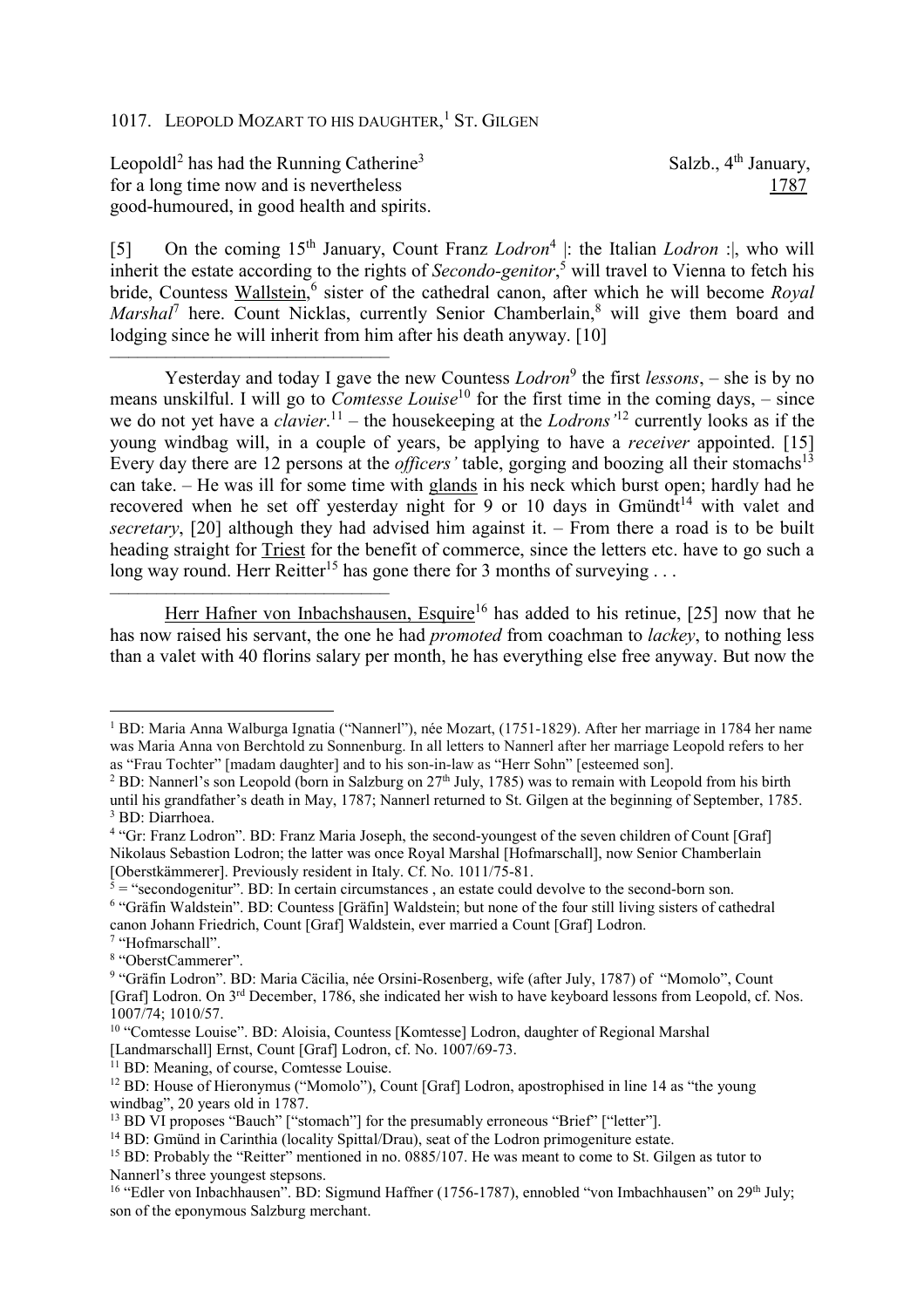1017. LEOPOLD MOZART TO HIS DAUGHTER,[1] ST. GILGEN

Leopoldl[2] has had the Running Catherine[3] for a long time now and is nevertheless good-humoured, in good health and spirits.

Salzb., 4th January, 1787

[5] On the coming 15th January, Count Franz *Lodron*[4] |: the Italian *Lodron* :|, who will inherit the estate according to the rights of *Secondo-genitor*,[5] will travel to Vienna to fetch his bride, Countess Wallstein,[6] sister of the cathedral canon, after which he will become *Royal Marshal*[7] here. Count Nicklas, currently Senior Chamberlain,[8] will give them board and lodging since he will inherit from him after his death anyway. [10]

---

Yesterday and today I gave the new Countess *Lodron*[9] the first *lessons*, – she is by no means unskilful. I will go to *Comtesse Louise*[10] for the first time in the coming days, – since we do not yet have a *clavier*.[11] – the housekeeping at the *Lodrons'*[12] currently looks as if the young windbag will, in a couple of years, be applying to have a *receiver* appointed. [15] Every day there are 12 persons at the *officers'* table, gorging and boozing all their stomachs[13] can take. – He was ill for some time with glands in his neck which burst open; hardly had he recovered when he set off yesterday night for 9 or 10 days in Gmündt[14] with valet and *secretary*, [20] although they had advised him against it. – From there a road is to be built heading straight for Triest for the benefit of commerce, since the letters etc. have to go such a long way round. Herr Reitter[15] has gone there for 3 months of surveying . . .

---

Herr Hafner von Inbachshausen, Esquire[16] has added to his retinue, [25] now that he has now raised his servant, the one he had *promoted* from coachman to *lackey*, to nothing less than a valet with 40 florins salary per month, he has everything else free anyway. But now the

---

[1] BD: Maria Anna Walburga Ignatia ("Nannerl"), née Mozart, (1751-1829). After her marriage in 1784 her name was Maria Anna von Berchtold zu Sonnenburg. In all letters to Nannerl after her marriage Leopold refers to her as "Frau Tochter" [madam daughter] and to his son-in-law as "Herr Sohn" [esteemed son].

[2] BD: Nannerl's son Leopold (born in Salzburg on 27th July, 1785) was to remain with Leopold from his birth until his grandfather's death in May, 1787; Nannerl returned to St. Gilgen at the beginning of September, 1785.

[3] BD: Diarrhoea.

[4] "Gr: Franz Lodron". BD: Franz Maria Joseph, the second-youngest of the seven children of Count [Graf] Nikolaus Sebastion Lodron; the latter was once Royal Marshal [Hofmarschall], now Senior Chamberlain [Oberstkämmerer]. Previously resident in Italy. Cf. No. 1011/75-81.

[5] = "secondogenitur". BD: In certain circumstances , an estate could devolve to the second-born son.

[6] "Gräfin Waldstein". BD: Countess [Gräfin] Waldstein; but none of the four still living sisters of cathedral canon Johann Friedrich, Count [Graf] Waldstein, ever married a Count [Graf] Lodron.

[7] "Hofmarschall".

[8] "OberstCammerer".

[9] "Gräfin Lodron". BD: Maria Cäcilia, née Orsini-Rosenberg, wife (after July, 1787) of "Momolo", Count [Graf] Lodron. On 3rd December, 1786, she indicated her wish to have keyboard lessons from Leopold, cf. Nos. 1007/74; 1010/57.

[10] "Comtesse Louise". BD: Aloisia, Countess [Komtesse] Lodron, daughter of Regional Marshal [Landmarschall] Ernst, Count [Graf] Lodron, cf. No. 1007/69-73.

[11] BD: Meaning, of course, Comtesse Louise.

[12] BD: House of Hieronymus ("Momolo"), Count [Graf] Lodron, apostrophised in line 14 as "the young windbag", 20 years old in 1787.

[13] BD VI proposes "Bauch" ["stomach"] for the presumably erroneous "Brief" ["letter"].

[14] BD: Gmünd in Carinthia (locality Spittal/Drau), seat of the Lodron primogeniture estate.

[15] BD: Probably the "Reitter" mentioned in no. 0885/107. He was meant to come to St. Gilgen as tutor to Nannerl's three youngest stepsons.

[16] "Edler von Inbachhausen". BD: Sigmund Haffner (1756-1787), ennobled "von Imbachhausen" on 29th July; son of the eponymous Salzburg merchant.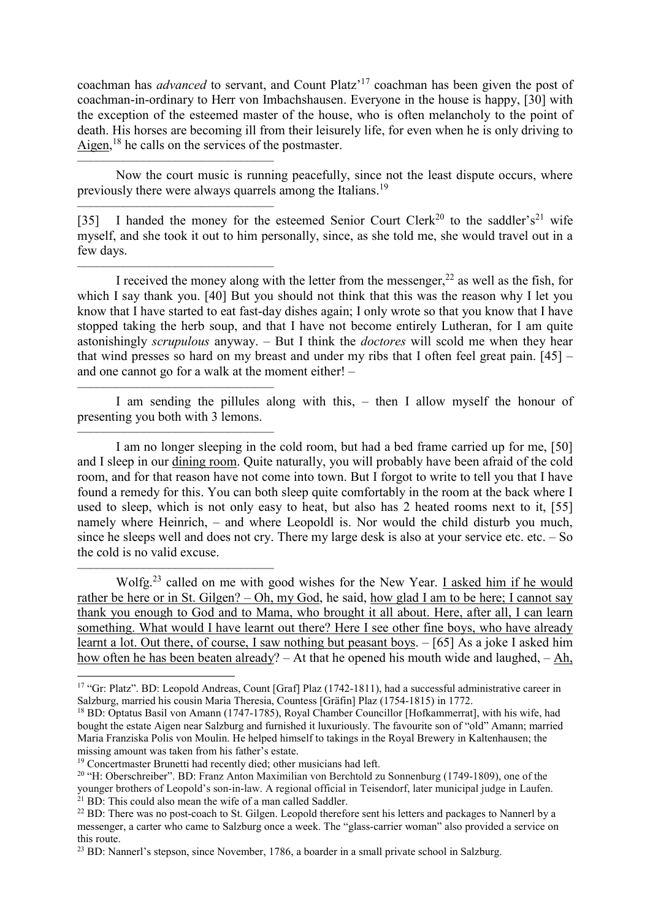coachman has *advanced* to servant, and Count Platz'[17] coachman has been given the post of coachman-in-ordinary to Herr von Imbachshausen. Everyone in the house is happy, [30] with the exception of the esteemed master of the house, who is often melancholy to the point of death. His horses are becoming ill from their leisurely life, for even when he is only driving to <u>Aigen</u>,[18] he calls on the services of the postmaster.

---

Now the court music is running peacefully, since not the least dispute occurs, where previously there were always quarrels among the Italians.[19]

---

[35] I handed the money for the esteemed Senior Court Clerk[20] to the saddler's[21] wife myself, and she took it out to him personally, since, as she told me, she would travel out in a few days.

---

I received the money along with the letter from the messenger,[22] as well as the fish, for which I say thank you. [40] But you should not think that this was the reason why I let you know that I have started to eat fast-day dishes again; I only wrote so that you know that I have stopped taking the herb soup, and that I have not become entirely Lutheran, for I am quite astonishingly *scrupulous* anyway. – But I think the *doctores* will scold me when they hear that wind presses so hard on my breast and under my ribs that I often feel great pain. [45] – and one cannot go for a walk at the moment either! –

---

I am sending the pillules along with this, – then I allow myself the honour of presenting you both with 3 lemons.

---

I am no longer sleeping in the cold room, but had a bed frame carried up for me, [50] and I sleep in our <u>dining room</u>. Quite naturally, you will probably have been afraid of the cold room, and for that reason have not come into town. But I forgot to write to tell you that I have found a remedy for this. You can both sleep quite comfortably in the room at the back where I used to sleep, which is not only easy to heat, but also has 2 heated rooms next to it, [55] namely where Heinrich, – and where Leopoldl is. Nor would the child disturb you much, since he sleeps well and does not cry. There my large desk is also at your service etc. etc. – So the cold is no valid excuse.

---

Wolfg.[23] called on me with good wishes for the New Year. <u>I asked him if he would rather be here or in St. Gilgen?</u> – <u>Oh, my God</u>, he said, <u>how glad I am to be here; I cannot say thank you enough to God and to Mama, who brought it all about. Here, after all, I can learn something. What would I have learnt out there? Here I see other fine boys, who have already learnt a lot. Out there, of course, I saw nothing but peasant boys</u>. – [65] As a joke I asked him <u>how often he has been beaten already</u>? – At that he opened his mouth wide and laughed, – <u>Ah,</u>

---

[17] "Gr: Platz". BD: Leopold Andreas, Count [Graf] Plaz (1742-1811), had a successful administrative career in Salzburg, married his cousin Maria Theresia, Countess [Gräfin] Plaz (1754-1815) in 1772.

[18] BD: Optatus Basil von Amann (1747-1785), Royal Chamber Councillor [Hofkammerrat], with his wife, had bought the estate Aigen near Salzburg and furnished it luxuriously. The favourite son of "old" Amann; married Maria Franziska Polis von Moulin. He helped himself to takings in the Royal Brewery in Kaltenhausen; the missing amount was taken from his father's estate.

[19] Concertmaster Brunetti had recently died; other musicians had left.

[20] "H: Oberschreiber". BD: Franz Anton Maximilian von Berchtold zu Sonnenburg (1749-1809), one of the younger brothers of Leopold's son-in-law. A regional official in Teisendorf, later municipal judge in Laufen.

[21] BD: This could also mean the wife of a man called Saddler.

[22] BD: There was no post-coach to St. Gilgen. Leopold therefore sent his letters and packages to Nannerl by a messenger, a carter who came to Salzburg once a week. The "glass-carrier woman" also provided a service on this route.

[23] BD: Nannerl's stepson, since November, 1786, a boarder in a small private school in Salzburg.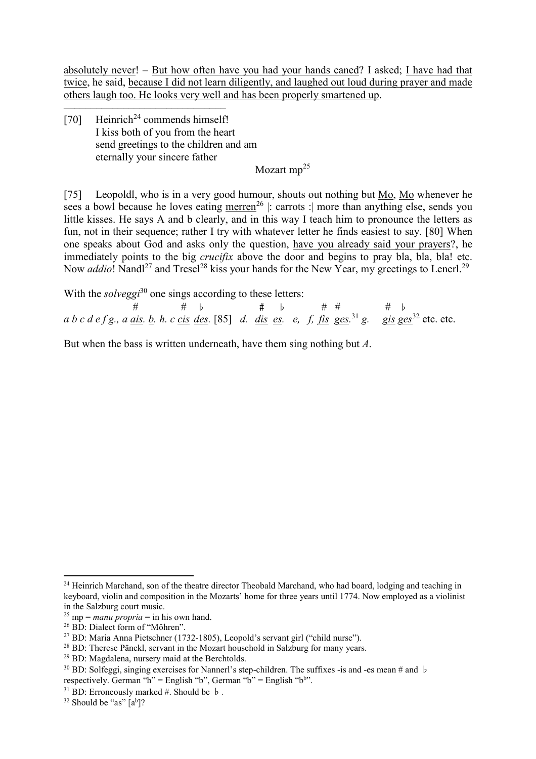absolutely never! – But how often have you had your hands caned? I asked; I have had that twice, he said, because I did not learn diligently, and laughed out loud during prayer and made others laugh too. He looks very well and has been properly smartened up.

[70] Heinrich[24] commends himself!
I kiss both of you from the heart
send greetings to the children and am
eternally your sincere father

Mozart mp[25]

[75] Leopoldl, who is in a very good humour, shouts out nothing but Mo, Mo whenever he sees a bowl because he loves eating merren[26] |: carrots :| more than anything else, sends you little kisses. He says A and b clearly, and in this way I teach him to pronounce the letters as fun, not in their sequence; rather I try with whatever letter he finds easiest to say. [80] When one speaks about God and asks only the question, have you already said your prayers?, he immediately points to the big *crucifix* above the door and begins to pray bla, bla, bla! etc. Now *addio*! Nandl[27] and Tresel[28] kiss your hands for the New Year, my greetings to Lenerl.[29]

With the *solveggi*[30] one sings according to these letters:

```
              #          #   ♭            #    ♭         #  #          #   ♭
a b c d e f g., a ais. b. h. c cis des. [85] d. dis es. e, f, fis ges.31 g.   gis ges32 etc. etc.
```

But when the bass is written underneath, have them sing nothing but *A*.

---

[24] Heinrich Marchand, son of the theatre director Theobald Marchand, who had board, lodging and teaching in keyboard, violin and composition in the Mozarts' home for three years until 1774. Now employed as a violinist in the Salzburg court music.

[25] mp = *manu propria* = in his own hand.

[26] BD: Dialect form of "Möhren".

[27] BD: Maria Anna Pietschner (1732-1805), Leopold's servant girl ("child nurse").

[28] BD: Therese Pänckl, servant in the Mozart household in Salzburg for many years.

[29] BD: Magdalena, nursery maid at the Berchtolds.

[30] BD: Solfeggi, singing exercises for Nannerl's step-children. The suffixes -is and -es mean # and ♭ respectively. German "h" = English "b", German "b" = English "b♭".

[31] BD: Erroneously marked #. Should be ♭.

[32] Should be "as" [a♭]?